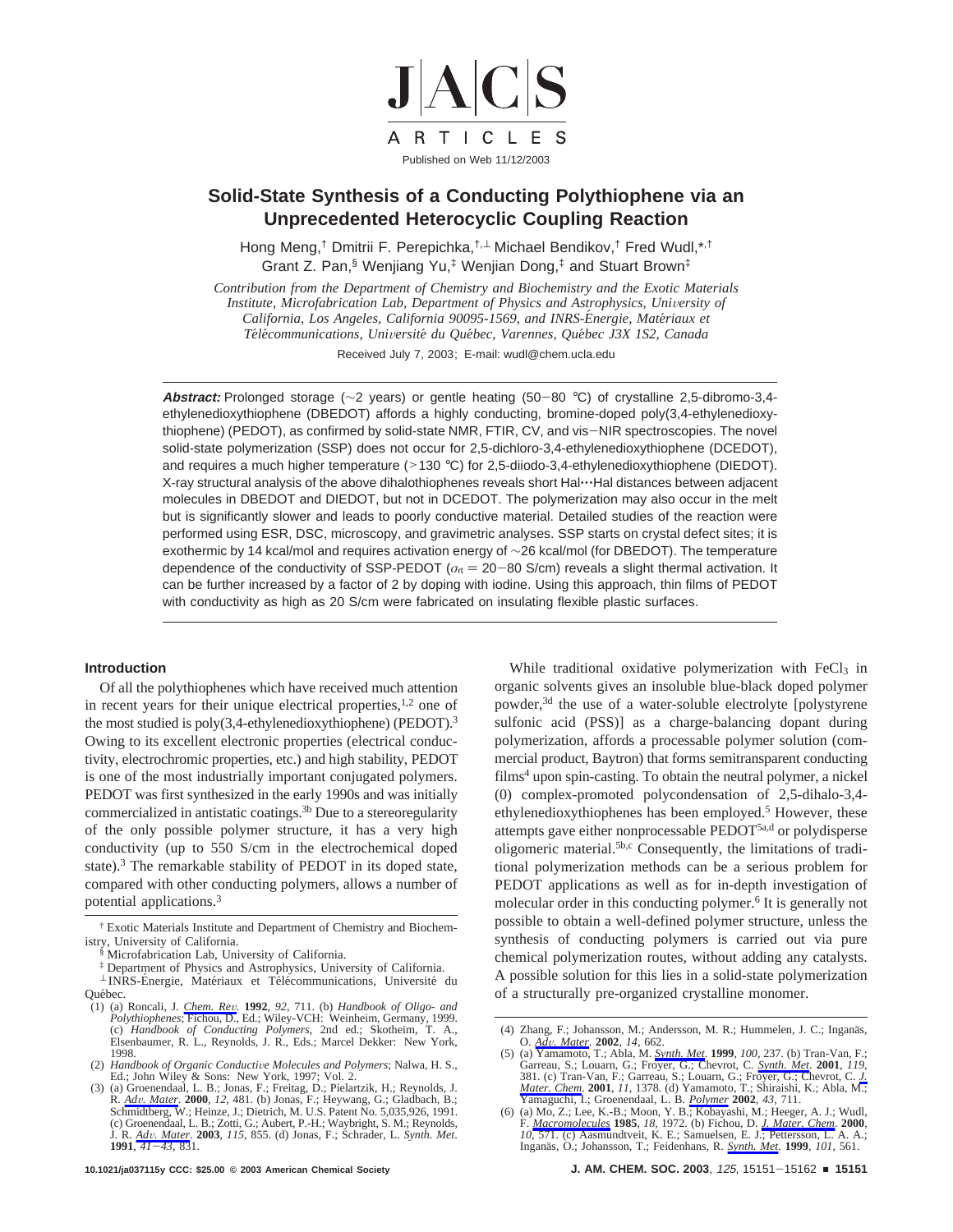# Solid-State Synthesis of a Conducting Polythiophene via an Unprecedented Heterocyclic Coupling Reaction

Hong Meng,[†] Dmitrii F. Perepichka,[†,⊥] Michael Bendikov,[†] Fred Wudl,*[,†] Grant Z. Pan,[§] Wenjiang Yu,[‡] Wenjian Dong,[‡] and Stuart Brown[‡]

*Contribution from the Department of Chemistry and Biochemistry and the Exotic Materials Institute, Microfabrication Lab, Department of Physics and Astrophysics, University of California, Los Angeles, California 90095-1569, and INRS-Énergie, Matériaux et Télécommunications, Université du Québec, Varennes, Québec J3X 1S2, Canada*

Received July 7, 2003; E-mail: wudl@chem.ucla.edu

**Abstract:** Prolonged storage (~2 years) or gentle heating (50−80 °C) of crystalline 2,5-dibromo-3,4-ethylenedioxythiophene (DBEDOT) affords a highly conducting, bromine-doped poly(3,4-ethylenedioxythiophene) (PEDOT), as confirmed by solid-state NMR, FTIR, CV, and vis−NIR spectroscopies. The novel solid-state polymerization (SSP) does not occur for 2,5-dichloro-3,4-ethylenedioxythiophene (DCEDOT), and requires a much higher temperature (>130 °C) for 2,5-diiodo-3,4-ethylenedioxythiophene (DIEDOT). X-ray structural analysis of the above dihalothiophenes reveals short Hal···Hal distances between adjacent molecules in DBEDOT and DIEDOT, but not in DCEDOT. The polymerization may also occur in the melt but is significantly slower and leads to poorly conductive material. Detailed studies of the reaction were performed using ESR, DSC, microscopy, and gravimetric analyses. SSP starts on crystal defect sites; it is exothermic by 14 kcal/mol and requires activation energy of ~26 kcal/mol (for DBEDOT). The temperature dependence of the conductivity of SSP-PEDOT ($\sigma_{rt}$ = 20−80 S/cm) reveals a slight thermal activation. It can be further increased by a factor of 2 by doping with iodine. Using this approach, thin films of PEDOT with conductivity as high as 20 S/cm were fabricated on insulating flexible plastic surfaces.

## Introduction

Of all the polythiophenes which have received much attention in recent years for their unique electrical properties,[1,2] one of the most studied is poly(3,4-ethylenedioxythiophene) (PEDOT).[3] Owing to its excellent electronic properties (electrical conductivity, electrochromic properties, etc.) and high stability, PEDOT is one of the most industrially important conjugated polymers. PEDOT was first synthesized in the early 1990s and was initially commercialized in antistatic coatings.[3b] Due to a stereoregularity of the only possible polymer structure, it has a very high conductivity (up to 550 S/cm in the electrochemical doped state).[3] The remarkable stability of PEDOT in its doped state, compared with other conducting polymers, allows a number of potential applications.[3]

While traditional oxidative polymerization with $FeCl_3$ in organic solvents gives an insoluble blue-black doped polymer powder,[3d] the use of a water-soluble electrolyte [polystyrene sulfonic acid (PSS)] as a charge-balancing dopant during polymerization, affords a processable polymer solution (commercial product, Baytron) that forms semitransparent conducting films[4] upon spin-casting. To obtain the neutral polymer, a nickel (0) complex-promoted polycondensation of 2,5-dihalo-3,4-ethylenedioxythiophenes has been employed.[5] However, these attempts gave either nonprocessable PEDOT[5a,d] or polydisperse oligomeric material.[5b,c] Consequently, the limitations of traditional polymerization methods can be a serious problem for PEDOT applications as well as for in-depth investigation of molecular order in this conducting polymer.[6] It is generally not possible to obtain a well-defined polymer structure, unless the synthesis of conducting polymers is carried out via pure chemical polymerization routes, without adding any catalysts. A possible solution for this lies in a solid-state polymerization of a structurally pre-organized crystalline monomer.

---

[†] Exotic Materials Institute and Department of Chemistry and Biochemistry, University of California.

[§] Microfabrication Lab, University of California.

[‡] Department of Physics and Astrophysics, University of California.

[⊥] INRS-Énergie, Matériaux et Télécommunications, Université du Québec.

(1) (a) Roncali, J. *Chem. Rev.* **1992**, *92*, 711. (b) *Handbook of Oligo- and Polythiophenes*; Fichou, D., Ed.; Wiley-VCH: Weinheim, Germany, 1999. (c) *Handbook of Conducting Polymers*, 2nd ed.; Skotheim, T. A., Elsenbaumer, R. L., Reynolds, J. R., Eds.; Marcel Dekker: New York, 1998.

(2) *Handbook of Organic Conductive Molecules and Polymers*; Nalwa, H. S., Ed.; John Wiley & Sons: New York, 1997; Vol. 2.

(3) (a) Groenendaal, L. B.; Jonas, F.; Freitag, D.; Pielartzik, H.; Reynolds, J. R. *Adv. Mater.* **2000**, *12*, 481. (b) Jonas, F.; Heywang, G.; Gladbach, B.; Schmidtberg, W.; Heinze, J.; Dietrich, M. U.S. Patent No. 5,035,926, 1991. (c) Groenendaal, L. B.; Zotti, G.; Aubert, P.-H.; Waybright, S. M.; Reynolds, J. R. *Adv. Mater.* **2003**, *115*, 855. (d) Jonas, F.; Schrader, L. *Synth. Met.* **1991**, *41*−*43*, 831.

(4) Zhang, F.; Johansson, M.; Andersson, M. R.; Hummelen, J. C.; Inganäs, O. *Adv. Mater.* **2002**, *14*, 662.

(5) (a) Yamamoto, T.; Abla, M. *Synth. Met.* **1999**, *100*, 237. (b) Tran-Van, F.; Garreau, S.; Louarn, G.; Froyer, G.; Chevrot, C. *Synth. Met.* **2001**, *119*, 381. (c) Tran-Van, F.; Garreau, S.; Louarn, G.; Froyer, G.; Chevrot, C. *J. Mater. Chem.* **2001**, *11*, 1378. (d) Yamamoto, T.; Shiraishi, K.; Abla, M.; Yamaguchi, I.; Groenendaal, L. B. *Polymer* **2002**, *43*, 711.

(6) (a) Mo, Z.; Lee, K.-B.; Moon, Y. B.; Kobayashi, M.; Heeger, A. J.; Wudl, F. *Macromolecules* **1985**, *18*, 1972. (b) Fichou, D. *J. Mater. Chem.* **2000**, *10*, 571. (c) Aasmundtveit, K. E.; Samuelsen, E. J.; Pettersson, L. A. A.; Inganäs, O.; Johansson, T.; Feidenhans, R. *Synth. Met.* **1999**, *101*, 561.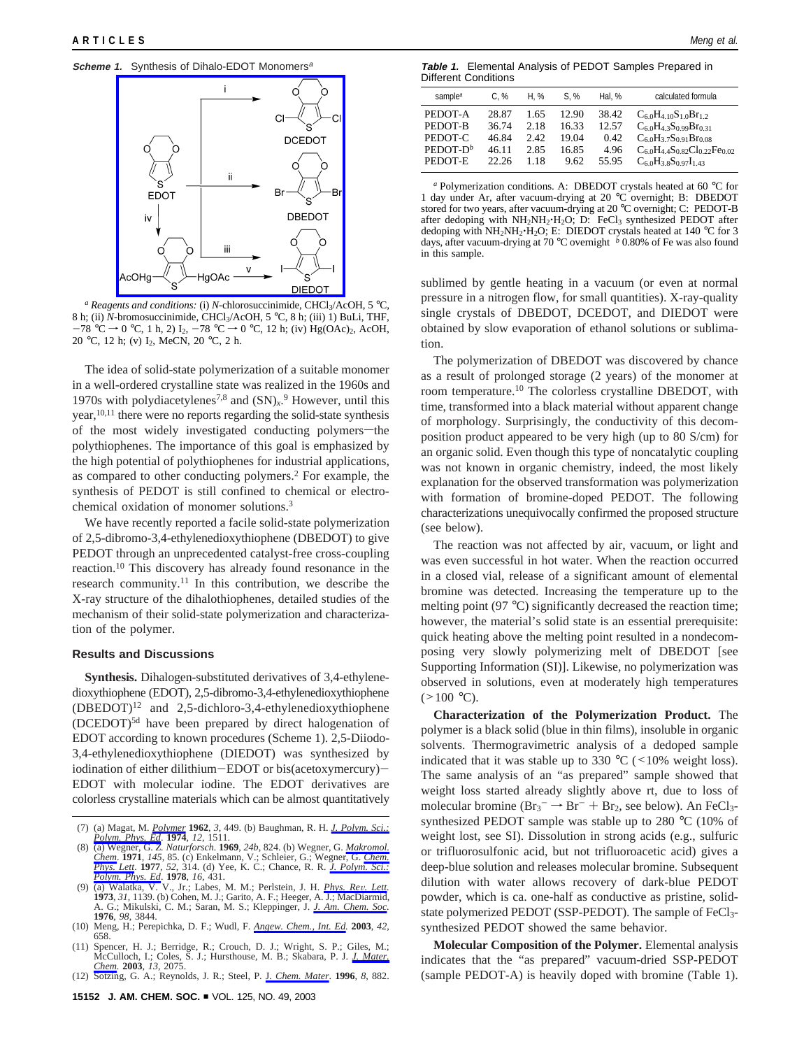**Scheme 1.** Synthesis of Dihalo-EDOT Monomers[a]

[a] *Reagents and conditions:* (i) *N*-chlorosuccinimide, $CHCl_3$/AcOH, 5 °C, 8 h; (ii) *N*-bromosuccinimide, $CHCl_3$/AcOH, 5 °C, 8 h; (iii) 1) BuLi, THF, −78 °C → 0 °C, 1 h, 2) $I_2$, −78 °C → 0 °C, 12 h; (iv) $Hg(OAc)_2$, AcOH, 20 °C, 12 h; (v) $I_2$, MeCN, 20 °C, 2 h.

The idea of solid-state polymerization of a suitable monomer in a well-ordered crystalline state was realized in the 1960s and 1970s with polydiacetylenes[7,8] and $(SN)_x$.[9] However, until this year,[10,11] there were no reports regarding the solid-state synthesis of the most widely investigated conducting polymers—the polythiophenes. The importance of this goal is emphasized by the high potential of polythiophenes for industrial applications, as compared to other conducting polymers.[2] For example, the synthesis of PEDOT is still confined to chemical or electrochemical oxidation of monomer solutions.[3]

We have recently reported a facile solid-state polymerization of 2,5-dibromo-3,4-ethylenedioxythiophene (DBEDOT) to give PEDOT through an unprecedented catalyst-free cross-coupling reaction.[10] This discovery has already found resonance in the research community.[11] In this contribution, we describe the X-ray structure of the dihalothiophenes, detailed studies of the mechanism of their solid-state polymerization and characterization of the polymer.

## Results and Discussions

**Synthesis.** Dihalogen-substituted derivatives of 3,4-ethylenedioxythiophene (EDOT), 2,5-dibromo-3,4-ethylenedioxythiophene (DBEDOT)[12] and 2,5-dichloro-3,4-ethylenedioxythiophene (DCEDOT)[5d] have been prepared by direct halogenation of EDOT according to known procedures (Scheme 1). 2,5-Diiodo-3,4-ethylenedioxythiophene (DIEDOT) was synthesized by iodination of either dilithium−EDOT or bis(acetoxymercury)−EDOT with molecular iodine. The EDOT derivatives are colorless crystalline materials which can be almost quantitatively sublimed by gentle heating in a vacuum (or even at normal pressure in a nitrogen flow, for small quantities). X-ray-quality single crystals of DBEDOT, DCEDOT, and DIEDOT were obtained by slow evaporation of ethanol solutions or sublimation.

**Table 1.** Elemental Analysis of PEDOT Samples Prepared in Different Conditions

| sample[a] | C, % | H, % | S, % | Hal, % | calculated formula |
|---|---|---|---|---|---|
| PEDOT-A | 28.87 | 1.65 | 12.90 | 38.42 | $C_{6.0}H_{4.10}S_{1.0}Br_{1.2}$ |
| PEDOT-B | 36.74 | 2.18 | 16.33 | 12.57 | $C_{6.0}H_{4.3}S_{0.99}Br_{0.31}$ |
| PEDOT-C | 46.84 | 2.42 | 19.04 | 0.42 | $C_{6.0}H_{3.7}S_{0.91}Br_{0.08}$ |
| PEDOT-D[b] | 46.11 | 2.85 | 16.85 | 4.96 | $C_{6.0}H_{4.4}S_{0.82}Cl_{0.22}Fe_{0.02}$ |
| PEDOT-E | 22.26 | 1.18 | 9.62 | 55.95 | $C_{6.0}H_{3.8}S_{0.97}I_{1.43}$ |

[a] Polymerization conditions. A: DBEDOT crystals heated at 60 °C for 1 day under Ar, after vacuum-drying at 20 °C overnight; B: DBEDOT stored for two years, after vacuum-drying at 20 °C overnight; C: PEDOT-B after dedoping with $NH_2NH_2{\cdot}H_2O$; D: $FeCl_3$ synthesized PEDOT after dedoping with $NH_2NH_2{\cdot}H_2O$; E: DIEDOT crystals heated at 140 °C for 3 days, after vacuum-drying at 70 °C overnight [b] 0.80% of Fe was also found in this sample.

The polymerization of DBEDOT was discovered by chance as a result of prolonged storage (2 years) of the monomer at room temperature.[10] The colorless crystalline DBEDOT, with time, transformed into a black material without apparent change of morphology. Surprisingly, the conductivity of this decomposition product appeared to be very high (up to 80 S/cm) for an organic solid. Even though this type of noncatalytic coupling was not known in organic chemistry, indeed, the most likely explanation for the observed transformation was polymerization with formation of bromine-doped PEDOT. The following characterizations unequivocally confirmed the proposed structure (see below).

The reaction was not affected by air, vacuum, or light and was even successful in hot water. When the reaction occurred in a closed vial, release of a significant amount of elemental bromine was detected. Increasing the temperature up to the melting point (97 °C) significantly decreased the reaction time; however, the material's solid state is an essential prerequisite: quick heating above the melting point resulted in a nondecomposing very slowly polymerizing melt of DBEDOT [see Supporting Information (SI)]. Likewise, no polymerization was observed in solutions, even at moderately high temperatures (>100 °C).

**Characterization of the Polymerization Product.** The polymer is a black solid (blue in thin films), insoluble in organic solvents. Thermogravimetric analysis of a dedoped sample indicated that it was stable up to 330 °C (<10% weight loss). The same analysis of an "as prepared" sample showed that weight loss started already slightly above rt, due to loss of molecular bromine ($Br_3^- \rightarrow Br^- + Br_2$, see below). An $FeCl_3$-synthesized PEDOT sample was stable up to 280 °C (10% of weight lost, see SI). Dissolution in strong acids (e.g., sulfuric or trifluorosulfonic acid, but not trifluoroacetic acid) gives a deep-blue solution and releases molecular bromine. Subsequent dilution with water allows recovery of dark-blue PEDOT powder, which is ca. one-half as conductive as pristine, solid-state polymerized PEDOT (SSP-PEDOT). The sample of $FeCl_3$-synthesized PEDOT showed the same behavior.

**Molecular Composition of the Polymer.** Elemental analysis indicates that the "as prepared" vacuum-dried SSP-PEDOT (sample PEDOT-A) is heavily doped with bromine (Table 1).

(7) (a) Magat, M. *Polymer* **1962**, *3*, 449. (b) Baughman, R. H. *J. Polym. Sci.: Polym. Phys. Ed*. **1974**, *12*, 1511.
(8) (a) Wegner, G. *Z. Naturforsch.* **1969**, *24b*, 824. (b) Wegner, G. *Makromol. Chem*. **1971**, *145*, 85. (c) Enkelmann, V.; Schleier, G.; Wegner, G. *Chem. Phys. Lett*. **1977**, *52*, 314. (d) Yee, K. C.; Chance, R. R. *J. Polym. Sci.: Polym. Phys. Ed*. **1978**, *16*, 431.
(9) (a) Walatka, V. V., Jr.; Labes, M. M.; Perlstein, J. H. *Phys. Rev. Lett*. **1973**, *31*, 1139. (b) Cohen, M. J.; Garito, A. F.; Heeger, A. J.; MacDiarmid, A. G.; Mikulski, C. M.; Saran, M. S.; Kleppinger, J. *J. Am. Chem. Soc*. **1976**, *98*, 3844.
(10) Meng, H.; Perepichka, D. F.; Wudl, F. *Angew. Chem., Int. Ed.* **2003**, *42*, 658.
(11) Spencer, H. J.; Berridge, R.; Crouch, D. J.; Wright, S. P.; Giles, M.; McCulloch, I.; Coles, S. J.; Hursthouse, M. B.; Skabara, P. J. *J. Mater. Chem.* **2003**, *13*, 2075.
(12) Sotzing, G. A.; Reynolds, J. R.; Steel, P. J. *Chem. Mater*. **1996**, *8*, 882.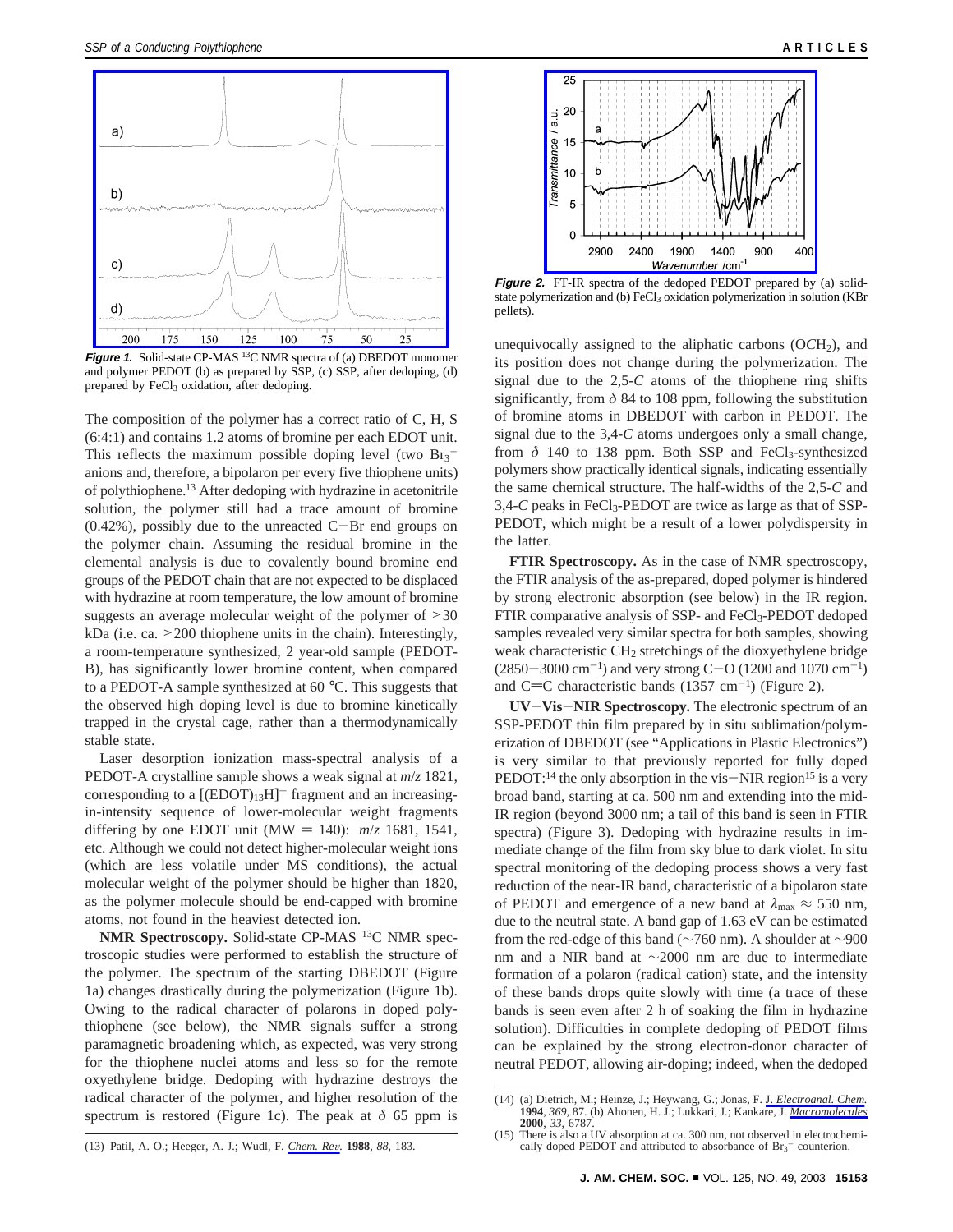**Figure 1.** Solid-state CP-MAS $^{13}C$ NMR spectra of (a) DBEDOT monomer and polymer PEDOT (b) as prepared by SSP, (c) SSP, after dedoping, (d) prepared by $FeCl_3$ oxidation, after dedoping.

The composition of the polymer has a correct ratio of C, H, S (6:4:1) and contains 1.2 atoms of bromine per each EDOT unit. This reflects the maximum possible doping level (two $Br_3^-$ anions and, therefore, a bipolaron per every five thiophene units) of polythiophene.[13] After dedoping with hydrazine in acetonitrile solution, the polymer still had a trace amount of bromine (0.42%), possibly due to the unreacted C−Br end groups on the polymer chain. Assuming the residual bromine in the elemental analysis is due to covalently bound bromine end groups of the PEDOT chain that are not expected to be displaced with hydrazine at room temperature, the low amount of bromine suggests an average molecular weight of the polymer of >30 kDa (i.e. ca. >200 thiophene units in the chain). Interestingly, a room-temperature synthesized, 2 year-old sample (PEDOT-B), has significantly lower bromine content, when compared to a PEDOT-A sample synthesized at 60 °C. This suggests that the observed high doping level is due to bromine kinetically trapped in the crystal cage, rather than a thermodynamically stable state.

Laser desorption ionization mass-spectral analysis of a PEDOT-A crystalline sample shows a weak signal at $m/z$ 1821, corresponding to a $[(EDOT)_{13}H]^+$ fragment and an increasing-in-intensity sequence of lower-molecular weight fragments differing by one EDOT unit (MW = 140): $m/z$ 1681, 1541, etc. Although we could not detect higher-molecular weight ions (which are less volatile under MS conditions), the actual molecular weight of the polymer should be higher than 1820, as the polymer molecule should be end-capped with bromine atoms, not found in the heaviest detected ion.

**NMR Spectroscopy.** Solid-state CP-MAS $^{13}C$ NMR spectroscopic studies were performed to establish the structure of the polymer. The spectrum of the starting DBEDOT (Figure 1a) changes drastically during the polymerization (Figure 1b). Owing to the radical character of polarons in doped polythiophene (see below), the NMR signals suffer a strong paramagnetic broadening which, as expected, was very strong for the thiophene nuclei atoms and less so for the remote oxyethylene bridge. Dedoping with hydrazine destroys the radical character of the polymer, and higher resolution of the spectrum is restored (Figure 1c). The peak at $\delta$ 65 ppm is unequivocally assigned to the aliphatic carbons (O*C*$H_2$), and its position does not change during the polymerization. The signal due to the 2,5-*C* atoms of the thiophene ring shifts significantly, from $\delta$ 84 to 108 ppm, following the substitution of bromine atoms in DBEDOT with carbon in PEDOT. The signal due to the 3,4-*C* atoms undergoes only a small change, from $\delta$ 140 to 138 ppm. Both SSP and $FeCl_3$-synthesized polymers show practically identical signals, indicating essentially the same chemical structure. The half-widths of the 2,5-*C* and 3,4-*C* peaks in $FeCl_3$-PEDOT are twice as large as that of SSP-PEDOT, which might be a result of a lower polydispersity in the latter.

**Figure 2.** FT-IR spectra of the dedoped PEDOT prepared by (a) solid-state polymerization and (b) $FeCl_3$ oxidation polymerization in solution (KBr pellets).

**FTIR Spectroscopy.** As in the case of NMR spectroscopy, the FTIR analysis of the as-prepared, doped polymer is hindered by strong electronic absorption (see below) in the IR region. FTIR comparative analysis of SSP- and $FeCl_3$-PEDOT dedoped samples revealed very similar spectra for both samples, showing weak characteristic $CH_2$ stretchings of the dioxyethylene bridge (2850−3000 $cm^{-1}$) and very strong C−O (1200 and 1070 $cm^{-1}$) and C=C characteristic bands (1357 $cm^{-1}$) (Figure 2).

**UV−Vis−NIR Spectroscopy.** The electronic spectrum of an SSP-PEDOT thin film prepared by in situ sublimation/polymerization of DBEDOT (see "Applications in Plastic Electronics") is very similar to that previously reported for fully doped PEDOT:[14] the only absorption in the vis−NIR region[15] is a very broad band, starting at ca. 500 nm and extending into the mid-IR region (beyond 3000 nm; a tail of this band is seen in FTIR spectra) (Figure 3). Dedoping with hydrazine results in immediate change of the film from sky blue to dark violet. In situ spectral monitoring of the dedoping process shows a very fast reduction of the near-IR band, characteristic of a bipolaron state of PEDOT and emergence of a new band at $\lambda_{max} \approx 550$ nm, due to the neutral state. A band gap of 1.63 eV can be estimated from the red-edge of this band (~760 nm). A shoulder at ~900 nm and a NIR band at ~2000 nm are due to intermediate formation of a polaron (radical cation) state, and the intensity of these bands drops quite slowly with time (a trace of these bands is seen even after 2 h of soaking the film in hydrazine solution). Difficulties in complete dedoping of PEDOT films can be explained by the strong electron-donor character of neutral PEDOT, allowing air-doping; indeed, when the dedoped

(13) Patil, A. O.; Heeger, A. J.; Wudl, F. *Chem. Rev.* **1988**, *88*, 183.

(14) (a) Dietrich, M.; Heinze, J.; Heywang, G.; Jonas, F. *J. Electroanal. Chem.* **1994**, *369*, 87. (b) Ahonen, H. J.; Lukkari, J.; Kankare, J. *Macromolecules* **2000**, *33*, 6787.

(15) There is also a UV absorption at ca. 300 nm, not observed in electrochemically doped PEDOT and attributed to absorbance of $Br_3^-$ counterion.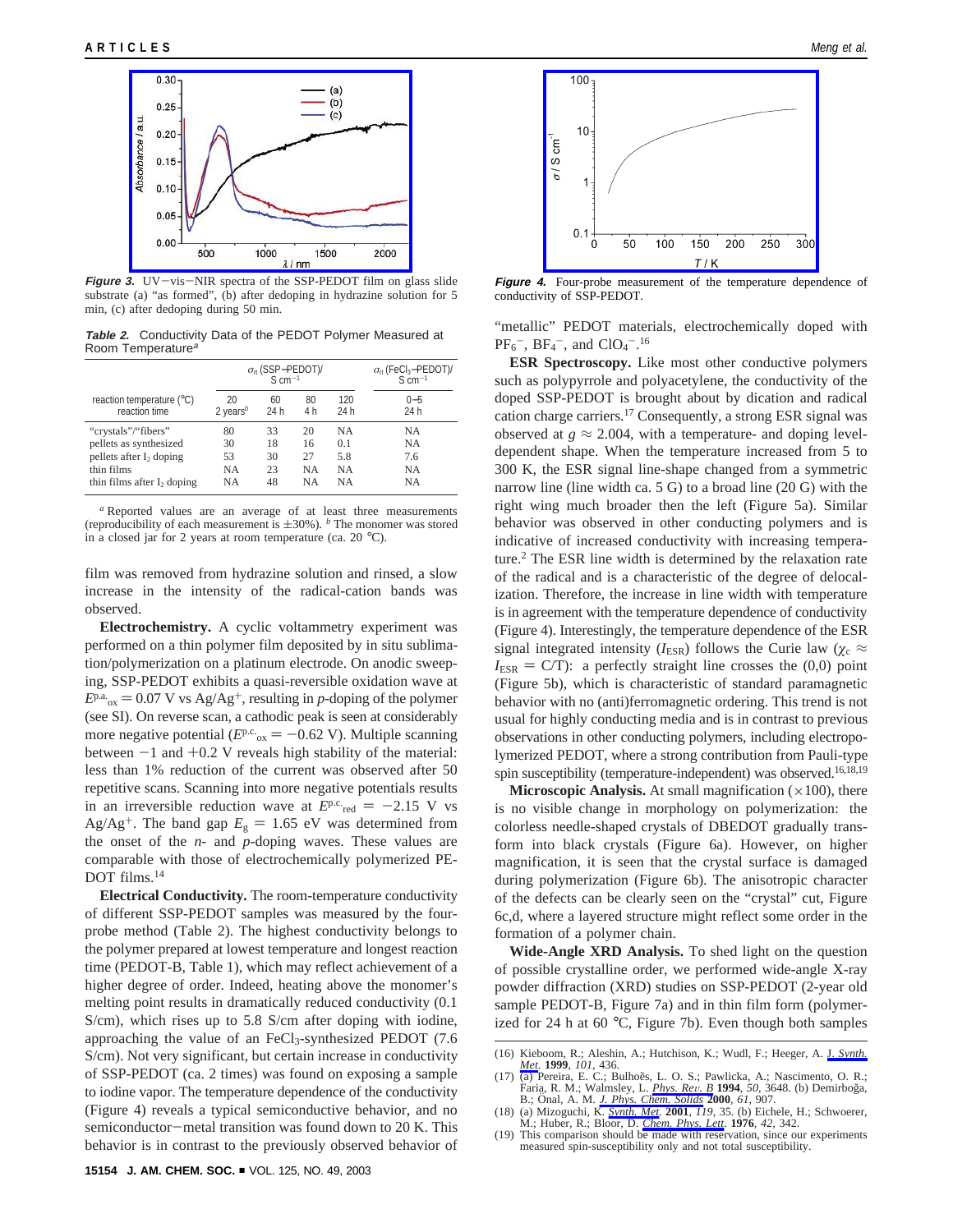**Figure 3.** UV–vis–NIR spectra of the SSP-PEDOT film on glass slide substrate (a) "as formed", (b) after dedoping in hydrazine solution for 5 min, (c) after dedoping during 50 min.

**Table 2.** Conductivity Data of the PEDOT Polymer Measured at Room Temperature[a]

| | $\sigma_{rt}$ (SSP–PEDOT)/ S cm$^{-1}$ | | | | $\sigma_{rt}$ (FeCl$_3$–PEDOT)/ S cm$^{-1}$ |
|---|---|---|---|---|---|
| reaction temperature (°C) reaction time | 20 2 years[b] | 60 24 h | 80 4 h | 120 24 h | 0–5 24 h |
| "crystals"/"fibers" | 80 | 33 | 20 | NA | NA |
| pellets as synthesized | 30 | 18 | 16 | 0.1 | NA |
| pellets after $I_2$ doping | 53 | 30 | 27 | 5.8 | 7.6 |
| thin films | NA | 23 | NA | NA | NA |
| thin films after $I_2$ doping | NA | 48 | NA | NA | NA |

[a] Reported values are an average of at least three measurements (reproducibility of each measurement is ±30%). [b] The monomer was stored in a closed jar for 2 years at room temperature (ca. 20 °C).

film was removed from hydrazine solution and rinsed, a slow increase in the intensity of the radical-cation bands was observed.

**Electrochemistry.** A cyclic voltammetry experiment was performed on a thin polymer film deposited by in situ sublimation/polymerization on a platinum electrode. On anodic sweeping, SSP-PEDOT exhibits a quasi-reversible oxidation wave at $E^{p.a.}_{ox} = 0.07$ V vs Ag/Ag$^+$, resulting in *p*-doping of the polymer (see SI). On reverse scan, a cathodic peak is seen at considerably more negative potential ($E^{p.c.}_{ox} = -0.62$ V). Multiple scanning between −1 and +0.2 V reveals high stability of the material: less than 1% reduction of the current was observed after 50 repetitive scans. Scanning into more negative potentials results in an irreversible reduction wave at $E^{p.c.}_{red} = -2.15$ V vs Ag/Ag$^+$. The band gap $E_g = 1.65$ eV was determined from the onset of the *n*- and *p*-doping waves. These values are comparable with those of electrochemically polymerized PEDOT films.[14]

**Electrical Conductivity.** The room-temperature conductivity of different SSP-PEDOT samples was measured by the four-probe method (Table 2). The highest conductivity belongs to the polymer prepared at lowest temperature and longest reaction time (PEDOT-B, Table 1), which may reflect achievement of a higher degree of order. Indeed, heating above the monomer's melting point results in dramatically reduced conductivity (0.1 S/cm), which rises up to 5.8 S/cm after doping with iodine, approaching the value of an FeCl$_3$-synthesized PEDOT (7.6 S/cm). Not very significant, but certain increase in conductivity of SSP-PEDOT (ca. 2 times) was found on exposing a sample to iodine vapor. The temperature dependence of the conductivity (Figure 4) reveals a typical semiconductive behavior, and no semiconductor–metal transition was found down to 20 K. This behavior is in contrast to the previously observed behavior of

**Figure 4.** Four-probe measurement of the temperature dependence of conductivity of SSP-PEDOT.

"metallic" PEDOT materials, electrochemically doped with $PF_6^-$, $BF_4^-$, and $ClO_4^-$.[16]

**ESR Spectroscopy.** Like most other conductive polymers such as polypyrrole and polyacetylene, the conductivity of the doped SSP-PEDOT is brought about by dication and radical cation charge carriers.[17] Consequently, a strong ESR signal was observed at $g \approx 2.004$, with a temperature- and doping level-dependent shape. When the temperature increased from 5 to 300 K, the ESR signal line-shape changed from a symmetric narrow line (line width ca. 5 G) to a broad line (20 G) with the right wing much broader then the left (Figure 5a). Similar behavior was observed in other conducting polymers and is indicative of increased conductivity with increasing temperature.[2] The ESR line width is determined by the relaxation rate of the radical and is a characteristic of the degree of delocalization. Therefore, the increase in line width with temperature is in agreement with the temperature dependence of conductivity (Figure 4). Interestingly, the temperature dependence of the ESR signal integrated intensity ($I_{ESR}$) follows the Curie law ($\chi_c \approx I_{ESR} = C/T$): a perfectly straight line crosses the (0,0) point (Figure 5b), which is characteristic of standard paramagnetic behavior with no (anti)ferromagnetic ordering. This trend is not usual for highly conducting media and is in contrast to previous observations in other conducting polymers, including electropolymerized PEDOT, where a strong contribution from Pauli-type spin susceptibility (temperature-independent) was observed.[16,18,19]

**Microscopic Analysis.** At small magnification (×100), there is no visible change in morphology on polymerization: the colorless needle-shaped crystals of DBEDOT gradually transform into black crystals (Figure 6a). However, on higher magnification, it is seen that the crystal surface is damaged during polymerization (Figure 6b). The anisotropic character of the defects can be clearly seen on the "crystal" cut, Figure 6c,d, where a layered structure might reflect some order in the formation of a polymer chain.

**Wide-Angle XRD Analysis.** To shed light on the question of possible crystalline order, we performed wide-angle X-ray powder diffraction (XRD) studies on SSP-PEDOT (2-year old sample PEDOT-B, Figure 7a) and in thin film form (polymerized for 24 h at 60 °C, Figure 7b). Even though both samples

(16) Kieboom, R.; Aleshin, A.; Hutchison, K.; Wudl, F.; Heeger, A. *J. Synth. Met.* **1999**, *101*, 436.

(17) (a) Pereira, E. C.; Bulhões, L. O. S.; Pawlicka, A.; Nascimento, O. R.; Faria, R. M.; Walmsley, L. *Phys. Rev. B* **1994**, *50*, 3648. (b) Demirboğa, B.; Önal, A. M. *J. Phys. Chem. Solids* **2000**, *61*, 907.

(18) (a) Mizoguchi, K. *Synth. Met.* **2001**, *119*, 35. (b) Eichele, H.; Schwoerer, M.; Huber, R.; Bloor, D. *Chem. Phys. Lett.* **1976**, *42*, 342.

(19) This comparison should be made with reservation, since our experiments measured spin-susceptibility only and not total susceptibility.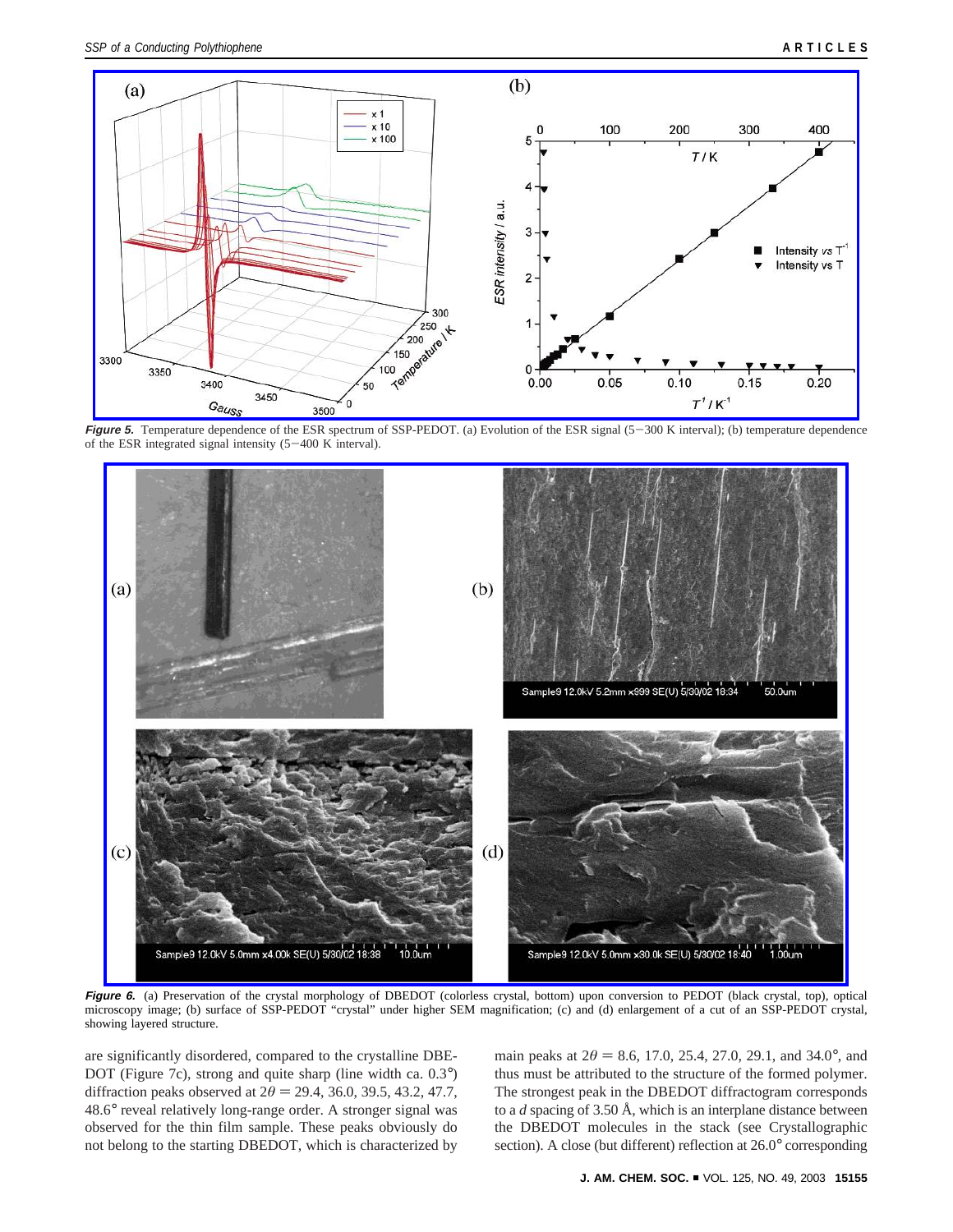***Figure 5.*** Temperature dependence of the ESR spectrum of SSP-PEDOT. (a) Evolution of the ESR signal (5–300 K interval); (b) temperature dependence of the ESR integrated signal intensity (5–400 K interval).

***Figure 6.*** (a) Preservation of the crystal morphology of DBEDOT (colorless crystal, bottom) upon conversion to PEDOT (black crystal, top), optical microscopy image; (b) surface of SSP-PEDOT "crystal" under higher SEM magnification; (c) and (d) enlargement of a cut of an SSP-PEDOT crystal, showing layered structure.

are significantly disordered, compared to the crystalline DBEDOT (Figure 7c), strong and quite sharp (line width ca. 0.3°) diffraction peaks observed at $2\theta = 29.4$, 36.0, 39.5, 43.2, 47.7, 48.6° reveal relatively long-range order. A stronger signal was observed for the thin film sample. These peaks obviously do not belong to the starting DBEDOT, which is characterized by main peaks at $2\theta = 8.6$, 17.0, 25.4, 27.0, 29.1, and 34.0°, and thus must be attributed to the structure of the formed polymer. The strongest peak in the DBEDOT diffractogram corresponds to a *d* spacing of 3.50 Å, which is an interplane distance between the DBEDOT molecules in the stack (see Crystallographic section). A close (but different) reflection at 26.0° corresponding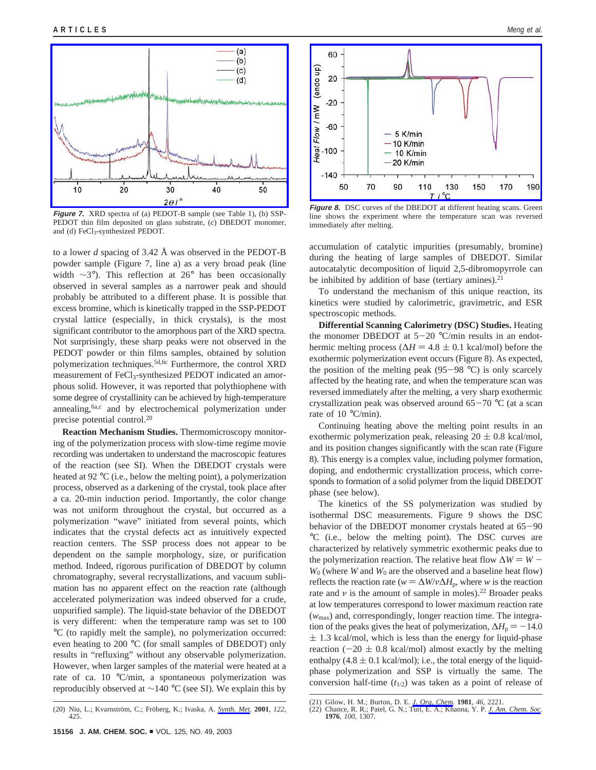**Figure 7.** XRD spectra of (a) PEDOT-B sample (see Table 1), (b) SSP-PEDOT thin film deposited on glass substrate, (c) DBEDOT monomer, and (d) $FeCl_3$-synthesized PEDOT.

to a lower *d* spacing of 3.42 Å was observed in the PEDOT-B powder sample (Figure 7, line a) as a very broad peak (line width ~3°). This reflection at 26° has been occasionally observed in several samples as a narrower peak and should probably be attributed to a different phase. It is possible that excess bromine, which is kinetically trapped in the SSP-PEDOT crystal lattice (especially, in thick crystals), is the most significant contributor to the amorphous part of the XRD spectra. Not surprisingly, these sharp peaks were not observed in the PEDOT powder or thin films samples, obtained by solution polymerization techniques.[5d,6c] Furthermore, the control XRD measurement of $FeCl_3$-synthesized PEDOT indicated an amorphous solid. However, it was reported that polythiophene with some degree of crystallinity can be achieved by high-temperature annealing,[6a,c] and by electrochemical polymerization under precise potential control.[20]

**Reaction Mechanism Studies.** Thermomicroscopy monitoring of the polymerization process with slow-time regime movie recording was undertaken to understand the macroscopic features of the reaction (see SI). When the DBEDOT crystals were heated at 92 °C (i.e., below the melting point), a polymerization process, observed as a darkening of the crystal, took place after a ca. 20-min induction period. Importantly, the color change was not uniform throughout the crystal, but occurred as a polymerization "wave" initiated from several points, which indicates that the crystal defects act as intuitively expected reaction centers. The SSP process does not appear to be dependent on the sample morphology, size, or purification method. Indeed, rigorous purification of DBEDOT by column chromatography, several recrystallizations, and vacuum sublimation has no apparent effect on the reaction rate (although accelerated polymerization was indeed observed for a crude, unpurified sample). The liquid-state behavior of the DBEDOT is very different: when the temperature ramp was set to 100 °C (to rapidly melt the sample), no polymerization occurred: even heating to 200 °C (for small samples of DBEDOT) only results in "refluxing" without any observable polymerization. However, when larger samples of the material were heated at a rate of ca. 10 °C/min, a spontaneous polymerization was reproducibly observed at ~140 °C (see SI). We explain this by

**Figure 8.** DSC curves of the DBEDOT at different heating scans. Green line shows the experiment where the temperature scan was reversed immediately after melting.

accumulation of catalytic impurities (presumably, bromine) during the heating of large samples of DBEDOT. Similar autocatalytic decomposition of liquid 2,5-dibromopyrrole can be inhibited by addition of base (tertiary amines).[21]

To understand the mechanism of this unique reaction, its kinetics were studied by calorimetric, gravimetric, and ESR spectroscopic methods.

**Differential Scanning Calorimetry (DSC) Studies.** Heating the monomer DBEDOT at 5−20 °C/min results in an endothermic melting process ($\Delta H = 4.8 \pm 0.1$ kcal/mol) before the exothermic polymerization event occurs (Figure 8). As expected, the position of the melting peak (95−98 °C) is only scarcely affected by the heating rate, and when the temperature scan was reversed immediately after the melting, a very sharp exothermic crystallization peak was observed around 65−70 °C (at a scan rate of 10 °C/min).

Continuing heating above the melting point results in an exothermic polymerization peak, releasing $20 \pm 0.8$ kcal/mol, and its position changes significantly with the scan rate (Figure 8). This energy is a complex value, including polymer formation, doping, and endothermic crystallization process, which corresponds to formation of a solid polymer from the liquid DBEDOT phase (see below).

The kinetics of the SS polymerization was studied by isothermal DSC measurements. Figure 9 shows the DSC behavior of the DBEDOT monomer crystals heated at 65−90 °C (i.e., below the melting point). The DSC curves are characterized by relatively symmetric exothermic peaks due to the polymerization reaction. The relative heat flow $\Delta W = W - W_0$ (where $W$ and $W_0$ are the observed and a baseline heat flow) reflects the reaction rate ($w = \Delta W/\nu\Delta H_p$, where $w$ is the reaction rate and $\nu$ is the amount of sample in moles).[22] Broader peaks at low temperatures correspond to lower maximum reaction rate ($w_{max}$) and, correspondingly, longer reaction time. The integration of the peaks gives the heat of polymerization, $\Delta H_p = -14.0 \pm 1.3$ kcal/mol, which is less than the energy for liquid-phase reaction ($-20 \pm 0.8$ kcal/mol) almost exactly by the melting enthalpy ($4.8 \pm 0.1$ kcal/mol); i.e., the total energy of the liquid-phase polymerization and SSP is virtually the same. The conversion half-time ($t_{1/2}$) was taken as a point of release of

(20) Niu, L.; Kvarnström, C.; Fröberg, K.; Ivaska, A. *Synth. Met.* **2001**, *122*, 425.

(21) Gilow, H. M.; Burton, D. E. *J. Org. Chem.* **1981**, *46*, 2221.

(22) Chance, R. R.; Patel, G. N.; Turi, E. A.; Khanna, Y. P. *J. Am. Chem. Soc.* **1976**, *100*, 1307.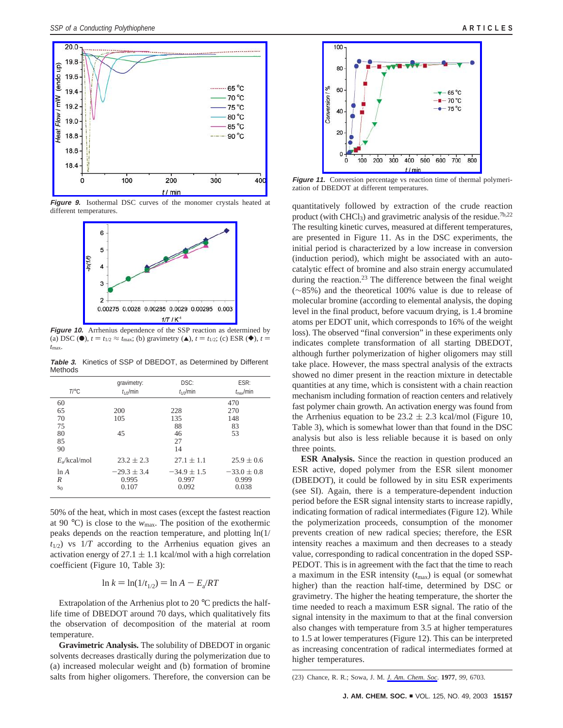**Figure 9.** Isothermal DSC curves of the monomer crystals heated at different temperatures.

**Figure 10.** Arrhenius dependence of the SSP reaction as determined by (a) DSC (●), $t = t_{1/2} \approx t_{max}$; (b) gravimetry (▲), $t = t_{1/2}$; (c) ESR (◆), $t = t_{max}$.

**Table 3.** Kinetics of SSP of DBEDOT, as Determined by Different Methods

| $T$/°C | gravimetry: $t_{1/2}$/min | DSC: $t_{1/2}$/min | ESR: $t_{max}$/min |
|---|---|---|---|
| 60 | | | 470 |
| 65 | 200 | 228 | 270 |
| 70 | 105 | 135 | 148 |
| 75 | | 88 | 83 |
| 80 | 45 | 46 | 53 |
| 85 | | 27 | |
| 90 | | 14 | |
| $E_a$/kcal/mol | 23.2 ± 2.3 | 27.1 ± 1.1 | 25.9 ± 0.6 |
| ln $A$ | −29.3 ± 3.4 | −34.9 ± 1.5 | −33.0 ± 0.8 |
| $R$ | 0.995 | 0.997 | 0.999 |
| $s_0$ | 0.107 | 0.092 | 0.038 |

50% of the heat, which in most cases (except the fastest reaction at 90 °C) is close to the $w_{max}$. The position of the exothermic peaks depends on the reaction temperature, and plotting $\ln(1/t_{1/2})$ vs $1/T$ according to the Arrhenius equation gives an activation energy of 27.1 ± 1.1 kcal/mol with a high correlation coefficient (Figure 10, Table 3):

$$\ln k = \ln(1/t_{1/2}) = \ln A - E_a/RT$$

Extrapolation of the Arrhenius plot to 20 °C predicts the half-life time of DBEDOT around 70 days, which qualitatively fits the observation of decomposition of the material at room temperature.

**Gravimetric Analysis.** The solubility of DBEDOT in organic solvents decreases drastically during the polymerization due to (a) increased molecular weight and (b) formation of bromine salts from higher oligomers. Therefore, the conversion can be quantitatively followed by extraction of the crude reaction product (with $CHCl_3$) and gravimetric analysis of the residue.[7b,22] The resulting kinetic curves, measured at different temperatures, are presented in Figure 11. As in the DSC experiments, the initial period is characterized by a low increase in conversion (induction period), which might be associated with an autocatalytic effect of bromine and also strain energy accumulated during the reaction.[23] The difference between the final weight (~85%) and the theoretical 100% value is due to release of molecular bromine (according to elemental analysis, the doping level in the final product, before vacuum drying, is 1.4 bromine atoms per EDOT unit, which corresponds to 16% of the weight loss). The observed "final conversion" in these experiments only indicates complete transformation of all starting DBEDOT, although further polymerization of higher oligomers may still take place. However, the mass spectral analysis of the extracts showed no dimer present in the reaction mixture in detectable quantities at any time, which is consistent with a chain reaction mechanism including formation of reaction centers and relatively fast polymer chain growth. An activation energy was found from the Arrhenius equation to be 23.2 ± 2.3 kcal/mol (Figure 10, Table 3), which is somewhat lower than that found in the DSC analysis but also is less reliable because it is based on only three points.

**Figure 11.** Conversion percentage vs reaction time of thermal polymerization of DBEDOT at different temperatures.

**ESR Analysis.** Since the reaction in question produced an ESR active, doped polymer from the ESR silent monomer (DBEDOT), it could be followed by in situ ESR experiments (see SI). Again, there is a temperature-dependent induction period before the ESR signal intensity starts to increase rapidly, indicating formation of radical intermediates (Figure 12). While the polymerization proceeds, consumption of the monomer prevents creation of new radical species; therefore, the ESR intensity reaches a maximum and then decreases to a steady value, corresponding to radical concentration in the doped SSP-PEDOT. This is in agreement with the fact that the time to reach a maximum in the ESR intensity ($t_{max}$) is equal (or somewhat higher) than the reaction half-time, determined by DSC or gravimetry. The higher the heating temperature, the shorter the time needed to reach a maximum ESR signal. The ratio of the signal intensity in the maximum to that at the final conversion also changes with temperature from 3.5 at higher temperatures to 1.5 at lower temperatures (Figure 12). This can be interpreted as increasing concentration of radical intermediates formed at higher temperatures.

(23) Chance, R. R.; Sowa, J. M. *J. Am. Chem. Soc.* **1977**, *99*, 6703.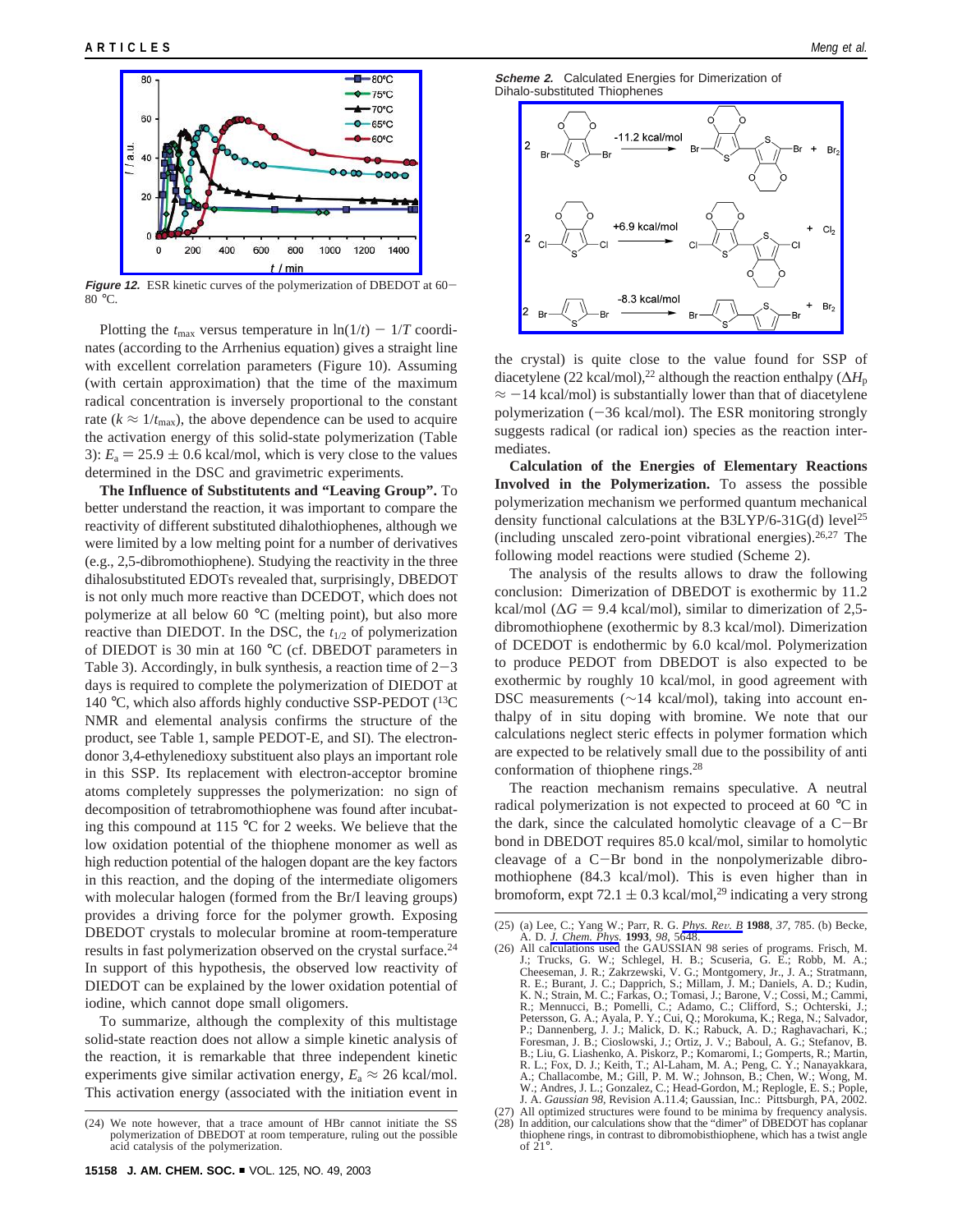**Figure 12.** ESR kinetic curves of the polymerization of DBEDOT at 60–80 °C.

Plotting the $t_{max}$ versus temperature in $\ln(1/t) - 1/T$ coordinates (according to the Arrhenius equation) gives a straight line with excellent correlation parameters (Figure 10). Assuming (with certain approximation) that the time of the maximum radical concentration is inversely proportional to the constant rate ($k \approx 1/t_{max}$), the above dependence can be used to acquire the activation energy of this solid-state polymerization (Table 3): $E_a = 25.9 \pm 0.6$ kcal/mol, which is very close to the values determined in the DSC and gravimetric experiments.

**The Influence of Substituents and "Leaving Group".** To better understand the reaction, it was important to compare the reactivity of different substituted dihalothiophenes, although we were limited by a low melting point for a number of derivatives (e.g., 2,5-dibromothiophene). Studying the reactivity in the three dihalosubstituted EDOTs revealed that, surprisingly, DBEDOT is not only much more reactive than DCEDOT, which does not polymerize at all below 60 °C (melting point), but also more reactive than DIEDOT. In the DSC, the $t_{1/2}$ of polymerization of DIEDOT is 30 min at 160 °C (cf. DBEDOT parameters in Table 3). Accordingly, in bulk synthesis, a reaction time of 2–3 days is required to complete the polymerization of DIEDOT at 140 °C, which also affords highly conductive SSP-PEDOT ($^{13}$C NMR and elemental analysis confirms the structure of the product, see Table 1, sample PEDOT-E, and SI). The electron-donor 3,4-ethylenedioxy substituent also plays an important role in this SSP. Its replacement with electron-acceptor bromine atoms completely suppresses the polymerization: no sign of decomposition of tetrabromothiophene was found after incubating this compound at 115 °C for 2 weeks. We believe that the low oxidation potential of the thiophene monomer as well as high reduction potential of the halogen dopant are the key factors in this reaction, and the doping of the intermediate oligomers with molecular halogen (formed from the Br/I leaving groups) provides a driving force for the polymer growth. Exposing DBEDOT crystals to molecular bromine at room-temperature results in fast polymerization observed on the crystal surface.[24] In support of this hypothesis, the observed low reactivity of DIEDOT can be explained by the lower oxidation potential of iodine, which cannot dope small oligomers.

To summarize, although the complexity of this multistage solid-state reaction does not allow a simple kinetic analysis of the reaction, it is remarkable that three independent kinetic experiments give similar activation energy, $E_a \approx 26$ kcal/mol. This activation energy (associated with the initiation event in the crystal) is quite close to the value found for SSP of diacetylene (22 kcal/mol),[22] although the reaction enthalpy ($\Delta H_p \approx -14$ kcal/mol) is substantially lower than that of diacetylene polymerization (−36 kcal/mol). The ESR monitoring strongly suggests radical (or radical ion) species as the reaction intermediates.

**Scheme 2.** Calculated Energies for Dimerization of Dihalo-substituted Thiophenes

$2\,\text{DBEDOT} \xrightarrow{-11.2\ \text{kcal/mol}} \text{Br-(EDOT)}_2\text{-Br} + Br_2$

$2\,\text{DCEDOT} \xrightarrow{+6.9\ \text{kcal/mol}} \text{Cl-(EDOT)}_2\text{-Cl} + Cl_2$

$2\,\text{2,5-dibromothiophene} \xrightarrow{-8.3\ \text{kcal/mol}} \text{Br-(thiophene)}_2\text{-Br} + Br_2$

**Calculation of the Energies of Elementary Reactions Involved in the Polymerization.** To assess the possible polymerization mechanism we performed quantum mechanical density functional calculations at the B3LYP/6-31G(d) level[25] (including unscaled zero-point vibrational energies).[26,27] The following model reactions were studied (Scheme 2).

The analysis of the results allows to draw the following conclusion: Dimerization of DBEDOT is exothermic by 11.2 kcal/mol ($\Delta G = 9.4$ kcal/mol), similar to dimerization of 2,5-dibromothiophene (exothermic by 8.3 kcal/mol). Dimerization of DCEDOT is endothermic by 6.0 kcal/mol. Polymerization to produce PEDOT from DBEDOT is also expected to be exothermic by roughly 10 kcal/mol, in good agreement with DSC measurements (~14 kcal/mol), taking into account enthalpy of in situ doping with bromine. We note that our calculations neglect steric effects in polymer formation which are expected to be relatively small due to the possibility of anti conformation of thiophene rings.[28]

The reaction mechanism remains speculative. A neutral radical polymerization is not expected to proceed at 60 °C in the dark, since the calculated homolytic cleavage of a C–Br bond in DBEDOT requires 85.0 kcal/mol, similar to homolytic cleavage of a C–Br bond in the nonpolymerizable dibromothiophene (84.3 kcal/mol). This is even higher than in bromoform, expt 72.1 ± 0.3 kcal/mol,[29] indicating a very strong

(24) We note however, that a trace amount of HBr cannot initiate the SS polymerization of DBEDOT at room temperature, ruling out the possible acid catalysis of the polymerization.

(25) (a) Lee, C.; Yang W.; Parr, R. G. *Phys. Rev. B* **1988**, *37*, 785. (b) Becke, A. D. *J. Chem. Phys.* **1993**, *98*, 5648.

(26) All calculations used the GAUSSIAN 98 series of programs. Frisch, M. J.; Trucks, G. W.; Schlegel, H. B.; Scuseria, G. E.; Robb, M. A.; Cheeseman, J. R.; Zakrzewski, V. G.; Montgomery, Jr., J. A.; Stratmann, R. E.; Burant, J. C.; Dapprich, S.; Millam, J. M.; Daniels, A. D.; Kudin, K. N.; Strain, M. C.; Farkas, O.; Tomasi, J.; Barone, V.; Cossi, M.; Cammi, R.; Mennucci, B.; Pomelli, C.; Adamo, C.; Clifford, S.; Ochterski, J.; Petersson, G. A.; Ayala, P. Y.; Cui, Q.; Morokuma, K.; Rega, N.; Salvador, P.; Dannenberg, J. J.; Malick, D. K.; Rabuck, A. D.; Raghavachari, K.; Foresman, J. B.; Cioslowski, J.; Ortiz, J. V.; Baboul, A. G.; Stefanov, B. B.; Liu, G. Liashenko, A. Piskorz, P.; Komaromi, I.; Gomperts, R.; Martin, R. L.; Fox, D. J.; Keith, T.; Al-Laham, M. A.; Peng, C. Y.; Nanayakkara, A.; Challacombe, M.; Gill, P. M. W.; Johnson, B.; Chen, W.; Wong, M. W.; Andres, J. L.; Gonzalez, C.; Head-Gordon, M.; Replogle, E. S.; Pople, J. A. *Gaussian 98*, Revision A.11.4; Gaussian, Inc.: Pittsburgh, PA, 2002.

(27) All optimized structures were found to be minima by frequency analysis.

(28) In addition, our calculations show that the "dimer" of DBEDOT has coplanar thiophene rings, in contrast to dibromobisthiophene, which has a twist angle of 21°.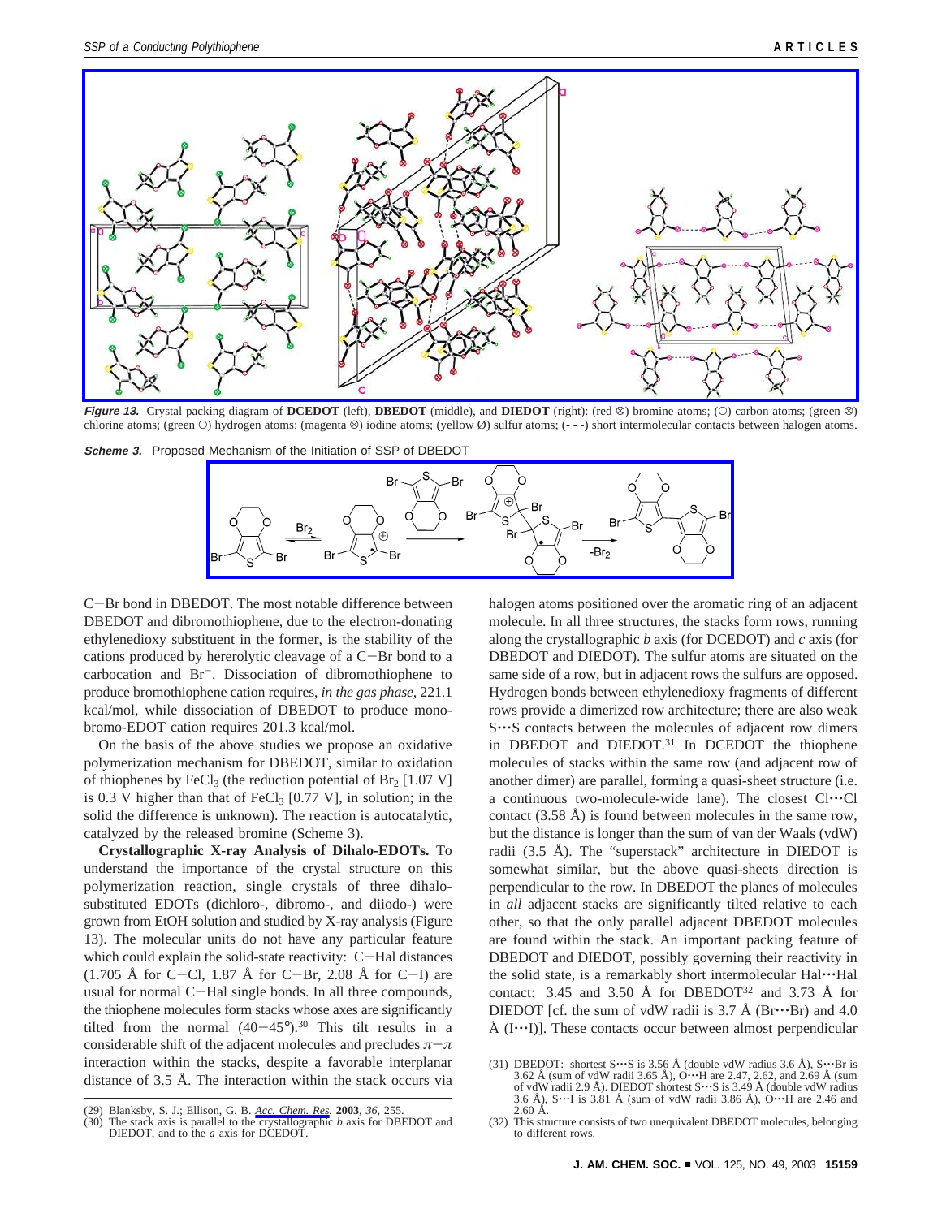**Figure 13.** Crystal packing diagram of **DCEDOT** (left), **DBEDOT** (middle), and **DIEDOT** (right): (red ⊗) bromine atoms; (○) carbon atoms; (green ⊗) chlorine atoms; (green ○) hydrogen atoms; (magenta ⊗) iodine atoms; (yellow Ø) sulfur atoms; (- - -) short intermolecular contacts between halogen atoms.

**Scheme 3.** Proposed Mechanism of the Initiation of SSP of DBEDOT

C−Br bond in DBEDOT. The most notable difference between DBEDOT and dibromothiophene, due to the electron-donating ethylenedioxy substituent in the former, is the stability of the cations produced by hererolytic cleavage of a C−Br bond to a carbocation and $Br^-$. Dissociation of dibromothiophene to produce bromothiophene cation requires, *in the gas phase*, 221.1 kcal/mol, while dissociation of DBEDOT to produce monobromo-EDOT cation requires 201.3 kcal/mol.

On the basis of the above studies we propose an oxidative polymerization mechanism for DBEDOT, similar to oxidation of thiophenes by $FeCl_3$ (the reduction potential of $Br_2$ [1.07 V] is 0.3 V higher than that of $FeCl_3$ [0.77 V], in solution; in the solid the difference is unknown). The reaction is autocatalytic, catalyzed by the released bromine (Scheme 3).

**Crystallographic X-ray Analysis of Dihalo-EDOTs.** To understand the importance of the crystal structure on this polymerization reaction, single crystals of three dihalo-substituted EDOTs (dichloro-, dibromo-, and diiodo-) were grown from EtOH solution and studied by X-ray analysis (Figure 13). The molecular units do not have any particular feature which could explain the solid-state reactivity: C−Hal distances (1.705 Å for C−Cl, 1.87 Å for C−Br, 2.08 Å for C−I) are usual for normal C−Hal single bonds. In all three compounds, the thiophene molecules form stacks whose axes are significantly tilted from the normal (40−45°).[30] This tilt results in a considerable shift of the adjacent molecules and precludes $\pi-\pi$ interaction within the stacks, despite a favorable interplanar distance of 3.5 Å. The interaction within the stack occurs via halogen atoms positioned over the aromatic ring of an adjacent molecule. In all three structures, the stacks form rows, running along the crystallographic *b* axis (for DCEDOT) and *c* axis (for DBEDOT and DIEDOT). The sulfur atoms are situated on the same side of a row, but in adjacent rows the sulfurs are opposed. Hydrogen bonds between ethylenedioxy fragments of different rows provide a dimerized row architecture; there are also weak S···S contacts between the molecules of adjacent row dimers in DBEDOT and DIEDOT.[31] In DCEDOT the thiophene molecules of stacks within the same row (and adjacent row of another dimer) are parallel, forming a quasi-sheet structure (i.e. a continuous two-molecule-wide lane). The closest Cl···Cl contact (3.58 Å) is found between molecules in the same row, but the distance is longer than the sum of van der Waals (vdW) radii (3.5 Å). The "superstack" architecture in DIEDOT is somewhat similar, but the above quasi-sheets direction is perpendicular to the row. In DBEDOT the planes of molecules in *all* adjacent stacks are significantly tilted relative to each other, so that the only parallel adjacent DBEDOT molecules are found within the stack. An important packing feature of DBEDOT and DIEDOT, possibly governing their reactivity in the solid state, is a remarkably short intermolecular Hal···Hal contact: 3.45 and 3.50 Å for DBEDOT[32] and 3.73 Å for DIEDOT [cf. the sum of vdW radii is 3.7 Å (Br···Br) and 4.0 Å (I···I)]. These contacts occur between almost perpendicular

(29) Blanksby, S. J.; Ellison, G. B. *Acc. Chem. Res.* **2003**, *36*, 255.

(30) The stack axis is parallel to the crystallographic *b* axis for DBEDOT and DIEDOT, and to the *a* axis for DCEDOT.

(31) DBEDOT: shortest S···S is 3.56 Å (double vdW radius 3.6 Å), S···Br is 3.62 Å (sum of vdW radii 3.65 Å), O···H are 2.47, 2.62, and 2.69 Å (sum of vdW radii 2.9 Å). DIEDOT shortest S···S is 3.49 Å (double vdW radius 3.6 Å), S···I is 3.81 Å (sum of vdW radii 3.86 Å), O···H are 2.46 and 2.60 Å.

(32) This structure consists of two unequivalent DBEDOT molecules, belonging to different rows.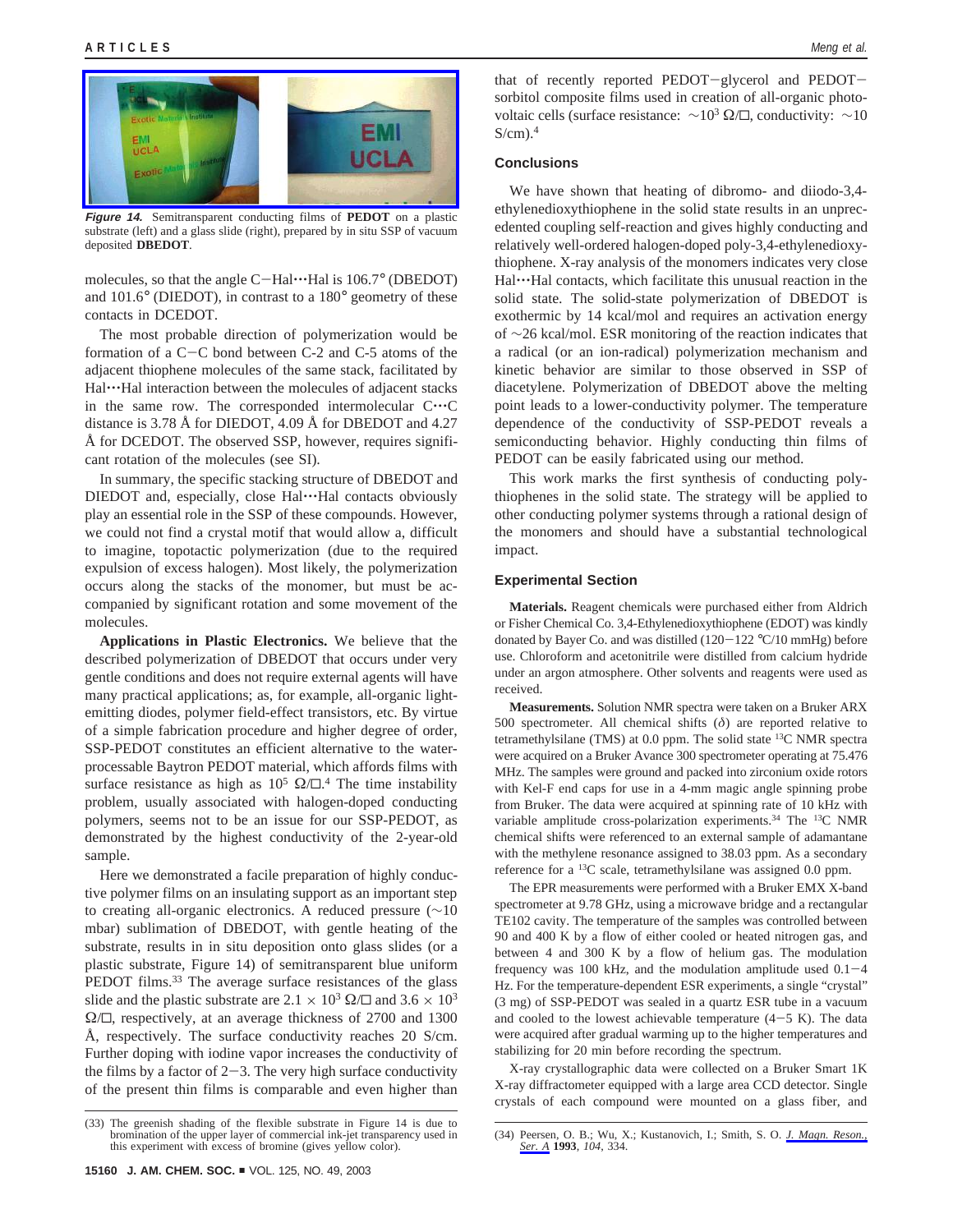*Figure 14.* Semitransparent conducting films of **PEDOT** on a plastic substrate (left) and a glass slide (right), prepared by in situ SSP of vacuum deposited **DBEDOT**.

molecules, so that the angle C−Hal···Hal is 106.7° (DBEDOT) and 101.6° (DIEDOT), in contrast to a 180° geometry of these contacts in DCEDOT.

The most probable direction of polymerization would be formation of a C−C bond between C-2 and C-5 atoms of the adjacent thiophene molecules of the same stack, facilitated by Hal···Hal interaction between the molecules of adjacent stacks in the same row. The corresponded intermolecular C···C distance is 3.78 Å for DIEDOT, 4.09 Å for DBEDOT and 4.27 Å for DCEDOT. The observed SSP, however, requires significant rotation of the molecules (see SI).

In summary, the specific stacking structure of DBEDOT and DIEDOT and, especially, close Hal···Hal contacts obviously play an essential role in the SSP of these compounds. However, we could not find a crystal motif that would allow a, difficult to imagine, topotactic polymerization (due to the required expulsion of excess halogen). Most likely, the polymerization occurs along the stacks of the monomer, but must be accompanied by significant rotation and some movement of the molecules.

**Applications in Plastic Electronics.** We believe that the described polymerization of DBEDOT that occurs under very gentle conditions and does not require external agents will have many practical applications; as, for example, all-organic light-emitting diodes, polymer field-effect transistors, etc. By virtue of a simple fabrication procedure and higher degree of order, SSP-PEDOT constitutes an efficient alternative to the water-processable Baytron PEDOT material, which affords films with surface resistance as high as $10^5$ Ω/□.[4] The time instability problem, usually associated with halogen-doped conducting polymers, seems not to be an issue for our SSP-PEDOT, as demonstrated by the highest conductivity of the 2-year-old sample.

Here we demonstrated a facile preparation of highly conductive polymer films on an insulating support as an important step to creating all-organic electronics. A reduced pressure (~10 mbar) sublimation of DBEDOT, with gentle heating of the substrate, results in in situ deposition onto glass slides (or a plastic substrate, Figure 14) of semitransparent blue uniform PEDOT films.[33] The average surface resistances of the glass slide and the plastic substrate are $2.1 \times 10^3$ Ω/□ and $3.6 \times 10^3$ Ω/□, respectively, at an average thickness of 2700 and 1300 Å, respectively. The surface conductivity reaches 20 S/cm. Further doping with iodine vapor increases the conductivity of the films by a factor of 2−3. The very high surface conductivity of the present thin films is comparable and even higher than that of recently reported PEDOT−glycerol and PEDOT−sorbitol composite films used in creation of all-organic photovoltaic cells (surface resistance: ~$10^3$ Ω/□, conductivity: ~10 S/cm).[4]

## Conclusions

We have shown that heating of dibromo- and diiodo-3,4-ethylenedioxythiophene in the solid state results in an unprecedented coupling self-reaction and gives highly conducting and relatively well-ordered halogen-doped poly-3,4-ethylenedioxythiophene. X-ray analysis of the monomers indicates very close Hal···Hal contacts, which facilitate this unusual reaction in the solid state. The solid-state polymerization of DBEDOT is exothermic by 14 kcal/mol and requires an activation energy of ~26 kcal/mol. ESR monitoring of the reaction indicates that a radical (or an ion-radical) polymerization mechanism and kinetic behavior are similar to those observed in SSP of diacetylene. Polymerization of DBEDOT above the melting point leads to a lower-conductivity polymer. The temperature dependence of the conductivity of SSP-PEDOT reveals a semiconducting behavior. Highly conducting thin films of PEDOT can be easily fabricated using our method.

This work marks the first synthesis of conducting polythiophenes in the solid state. The strategy will be applied to other conducting polymer systems through a rational design of the monomers and should have a substantial technological impact.

## Experimental Section

**Materials.** Reagent chemicals were purchased either from Aldrich or Fisher Chemical Co. 3,4-Ethylenedioxythiophene (EDOT) was kindly donated by Bayer Co. and was distilled (120−122 °C/10 mmHg) before use. Chloroform and acetonitrile were distilled from calcium hydride under an argon atmosphere. Other solvents and reagents were used as received.

**Measurements.** Solution NMR spectra were taken on a Bruker ARX 500 spectrometer. All chemical shifts ($\delta$) are reported relative to tetramethylsilane (TMS) at 0.0 ppm. The solid state $^{13}C$ NMR spectra were acquired on a Bruker Avance 300 spectrometer operating at 75.476 MHz. The samples were ground and packed into zirconium oxide rotors with Kel-F end caps for use in a 4-mm magic angle spinning probe from Bruker. The data were acquired at spinning rate of 10 kHz with variable amplitude cross-polarization experiments.[34] The $^{13}C$ NMR chemical shifts were referenced to an external sample of adamantane with the methylene resonance assigned to 38.03 ppm. As a secondary reference for a $^{13}C$ scale, tetramethylsilane was assigned 0.0 ppm.

The EPR measurements were performed with a Bruker EMX X-band spectrometer at 9.78 GHz, using a microwave bridge and a rectangular TE102 cavity. The temperature of the samples was controlled between 90 and 400 K by a flow of either cooled or heated nitrogen gas, and between 4 and 300 K by a flow of helium gas. The modulation frequency was 100 kHz, and the modulation amplitude used 0.1−4 Hz. For the temperature-dependent ESR experiments, a single "crystal" (3 mg) of SSP-PEDOT was sealed in a quartz ESR tube in a vacuum and cooled to the lowest achievable temperature (4−5 K). The data were acquired after gradual warming up to the higher temperatures and stabilizing for 20 min before recording the spectrum.

X-ray crystallographic data were collected on a Bruker Smart 1K X-ray diffractometer equipped with a large area CCD detector. Single crystals of each compound were mounted on a glass fiber, and

(33) The greenish shading of the flexible substrate in Figure 14 is due to bromination of the upper layer of commercial ink-jet transparency used in this experiment with excess of bromine (gives yellow color).

(34) Peersen, O. B.; Wu, X.; Kustanovich, I.; Smith, S. O. *J. Magn. Reson., Ser. A* **1993**, *104*, 334.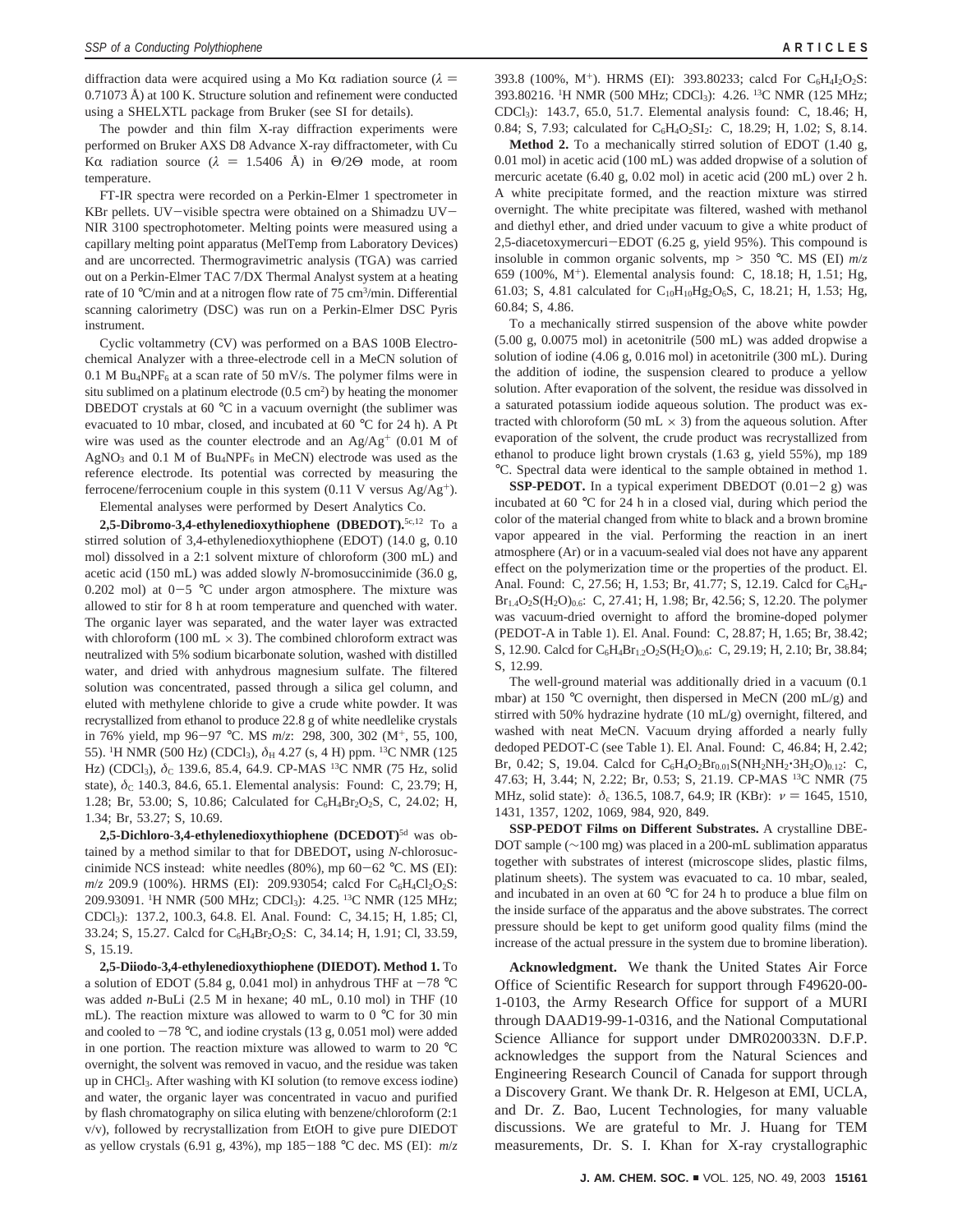diffraction data were acquired using a Mo Kα radiation source (λ = 0.71073 Å) at 100 K. Structure solution and refinement were conducted using a SHELXTL package from Bruker (see SI for details).

The powder and thin film X-ray diffraction experiments were performed on Bruker AXS D8 Advance X-ray diffractometer, with Cu Kα radiation source (λ = 1.5406 Å) in Θ/2Θ mode, at room temperature.

FT-IR spectra were recorded on a Perkin-Elmer 1 spectrometer in KBr pellets. UV−visible spectra were obtained on a Shimadzu UV−NIR 3100 spectrophotometer. Melting points were measured using a capillary melting point apparatus (MelTemp from Laboratory Devices) and are uncorrected. Thermogravimetric analysis (TGA) was carried out on a Perkin-Elmer TAC 7/DX Thermal Analyst system at a heating rate of 10 °C/min and at a nitrogen flow rate of 75 $cm^3$/min. Differential scanning calorimetry (DSC) was run on a Perkin-Elmer DSC Pyris instrument.

Cyclic voltammetry (CV) was performed on a BAS 100B Electrochemical Analyzer with a three-electrode cell in a MeCN solution of 0.1 M $Bu_4NPF_6$ at a scan rate of 50 mV/s. The polymer films were in situ sublimed on a platinum electrode (0.5 $cm^2$) by heating the monomer DBEDOT crystals at 60 °C in a vacuum overnight (the sublimer was evacuated to 10 mbar, closed, and incubated at 60 °C for 24 h). A Pt wire was used as the counter electrode and an $Ag/Ag^+$ (0.01 M of $AgNO_3$ and 0.1 M of $Bu_4NPF_6$ in MeCN) electrode was used as the reference electrode. Its potential was corrected by measuring the ferrocene/ferrocenium couple in this system (0.11 V versus $Ag/Ag^+$).

Elemental analyses were performed by Desert Analytics Co.

**2,5-Dibromo-3,4-ethylenedioxythiophene (DBEDOT).**[5c,12] To a stirred solution of 3,4-ethylenedioxythiophene (EDOT) (14.0 g, 0.10 mol) dissolved in a 2:1 solvent mixture of chloroform (300 mL) and acetic acid (150 mL) was added slowly *N*-bromosuccinimide (36.0 g, 0.202 mol) at 0−5 °C under argon atmosphere. The mixture was allowed to stir for 8 h at room temperature and quenched with water. The organic layer was separated, and the water layer was extracted with chloroform (100 mL × 3). The combined chloroform extract was neutralized with 5% sodium bicarbonate solution, washed with distilled water, and dried with anhydrous magnesium sulfate. The filtered solution was concentrated, passed through a silica gel column, and eluted with methylene chloride to give a crude white powder. It was recrystallized from ethanol to produce 22.8 g of white needlelike crystals in 76% yield, mp 96−97 °C. MS *m/z*: 298, 300, 302 ($M^+$, 55, 100, 55). $^1H$ NMR (500 Hz) ($CDCl_3$), $\delta_H$ 4.27 (s, 4 H) ppm. $^{13}C$ NMR (125 Hz) ($CDCl_3$), $\delta_C$ 139.6, 85.4, 64.9. CP-MAS $^{13}C$ NMR (75 Hz, solid state), $\delta_C$ 140.3, 84.6, 65.1. Elemental analysis: Found: C, 23.79; H, 1.28; Br, 53.00; S, 10.86; Calculated for $C_6H_4Br_2O_2S$, C, 24.02; H, 1.34; Br, 53.27; S, 10.69.

**2,5-Dichloro-3,4-ethylenedioxythiophene (DCEDOT)**[5d] was obtained by a method similar to that for DBEDOT**,** using *N*-chlorosuccinimide NCS instead: white needles (80%), mp 60−62 °C. MS (EI): *m/z* 209.9 (100%). HRMS (EI): 209.93054; calcd For $C_6H_4Cl_2O_2S$: 209.93091. $^1H$ NMR (500 MHz; $CDCl_3$): 4.25. $^{13}C$ NMR (125 MHz; $CDCl_3$): 137.2, 100.3, 64.8. El. Anal. Found: C, 34.15; H, 1.85; Cl, 33.24; S, 15.27. Calcd for $C_6H_4Br_2O_2S$: C, 34.14; H, 1.91; Cl, 33.59, S, 15.19.

**2,5-Diiodo-3,4-ethylenedioxythiophene (DIEDOT). Method 1.** To a solution of EDOT (5.84 g, 0.041 mol) in anhydrous THF at −78 °C was added *n*-BuLi (2.5 M in hexane; 40 mL, 0.10 mol) in THF (10 mL). The reaction mixture was allowed to warm to 0 °C for 30 min and cooled to −78 °C, and iodine crystals (13 g, 0.051 mol) were added in one portion. The reaction mixture was allowed to warm to 20 °C overnight, the solvent was removed in vacuo, and the residue was taken up in $CHCl_3$. After washing with KI solution (to remove excess iodine) and water, the organic layer was concentrated in vacuo and purified by flash chromatography on silica eluting with benzene/chloroform (2:1 v/v), followed by recrystallization from EtOH to give pure DIEDOT as yellow crystals (6.91 g, 43%), mp 185−188 °C dec. MS (EI): *m/z* 393.8 (100%, $M^+$). HRMS (EI): 393.80233; calcd For $C_6H_4I_2O_2S$: 393.80216. $^1H$ NMR (500 MHz; $CDCl_3$): 4.26. $^{13}C$ NMR (125 MHz; $CDCl_3$): 143.7, 65.0, 51.7. Elemental analysis found: C, 18.46; H, 0.84; S, 7.93; calculated for $C_6H_4O_2SI_2$: C, 18.29; H, 1.02; S, 8.14.

**Method 2.** To a mechanically stirred solution of EDOT (1.40 g, 0.01 mol) in acetic acid (100 mL) was added dropwise of a solution of mercuric acetate (6.40 g, 0.02 mol) in acetic acid (200 mL) over 2 h. A white precipitate formed, and the reaction mixture was stirred overnight. The white precipitate was filtered, washed with methanol and diethyl ether, and dried under vacuum to give a white product of 2,5-diacetoxymercuri−EDOT (6.25 g, yield 95%). This compound is insoluble in common organic solvents, mp > 350 °C. MS (EI) *m/z* 659 (100%, $M^+$). Elemental analysis found: C, 18.18; H, 1.51; Hg, 61.03; S, 4.81 calculated for $C_{10}H_{10}Hg_2O_6S$, C, 18.21; H, 1.53; Hg, 60.84; S, 4.86.

To a mechanically stirred suspension of the above white powder (5.00 g, 0.0075 mol) in acetonitrile (500 mL) was added dropwise a solution of iodine (4.06 g, 0.016 mol) in acetonitrile (300 mL). During the addition of iodine, the suspension cleared to produce a yellow solution. After evaporation of the solvent, the residue was dissolved in a saturated potassium iodide aqueous solution. The product was extracted with chloroform (50 mL × 3) from the aqueous solution. After evaporation of the solvent, the crude product was recrystallized from ethanol to produce light brown crystals (1.63 g, yield 55%), mp 189 °C. Spectral data were identical to the sample obtained in method 1.

**SSP-PEDOT.** In a typical experiment DBEDOT (0.01−2 g) was incubated at 60 °C for 24 h in a closed vial, during which period the color of the material changed from white to black and a brown bromine vapor appeared in the vial. Performing the reaction in an inert atmosphere (Ar) or in a vacuum-sealed vial does not have any apparent effect on the polymerization time or the properties of the product. El. Anal. Found: C, 27.56; H, 1.53; Br, 41.77; S, 12.19. Calcd for $C_6H_4Br_{1.4}O_2S(H_2O)_{0.6}$: C, 27.41; H, 1.98; Br, 42.56; S, 12.20. The polymer was vacuum-dried overnight to afford the bromine-doped polymer (PEDOT-A in Table 1). El. Anal. Found: C, 28.87; H, 1.65; Br, 38.42; S, 12.90. Calcd for $C_6H_4Br_{1.2}O_2S(H_2O)_{0.6}$: C, 29.19; H, 2.10; Br, 38.84; S, 12.99.

The well-ground material was additionally dried in a vacuum (0.1 mbar) at 150 °C overnight, then dispersed in MeCN (200 mL/g) and stirred with 50% hydrazine hydrate (10 mL/g) overnight, filtered, and washed with neat MeCN. Vacuum drying afforded a nearly fully dedoped PEDOT-C (see Table 1). El. Anal. Found: C, 46.84; H, 2.42; Br, 0.42; S, 19.04. Calcd for $C_6H_4O_2Br_{0.01}S(NH_2NH_2{\cdot}3H_2O)_{0.12}$: C, 47.63; H, 3.44; N, 2.22; Br, 0.53; S, 21.19. CP-MAS $^{13}C$ NMR (75 MHz, solid state): $\delta_c$ 136.5, 108.7, 64.9; IR (KBr): $\nu$ = 1645, 1510, 1431, 1357, 1202, 1069, 984, 920, 849.

**SSP-PEDOT Films on Different Substrates.** A crystalline DBEDOT sample (∼100 mg) was placed in a 200-mL sublimation apparatus together with substrates of interest (microscope slides, plastic films, platinum sheets). The system was evacuated to ca. 10 mbar, sealed, and incubated in an oven at 60 °C for 24 h to produce a blue film on the inside surface of the apparatus and the above substrates. The correct pressure should be kept to get uniform good quality films (mind the increase of the actual pressure in the system due to bromine liberation).

**Acknowledgment.** We thank the United States Air Force Office of Scientific Research for support through F49620-00-1-0103, the Army Research Office for support of a MURI through DAAD19-99-1-0316, and the National Computational Science Alliance for support under DMR020033N. D.F.P. acknowledges the support from the Natural Sciences and Engineering Research Council of Canada for support through a Discovery Grant. We thank Dr. R. Helgeson at EMI, UCLA, and Dr. Z. Bao, Lucent Technologies, for many valuable discussions. We are grateful to Mr. J. Huang for TEM measurements, Dr. S. I. Khan for X-ray crystallographic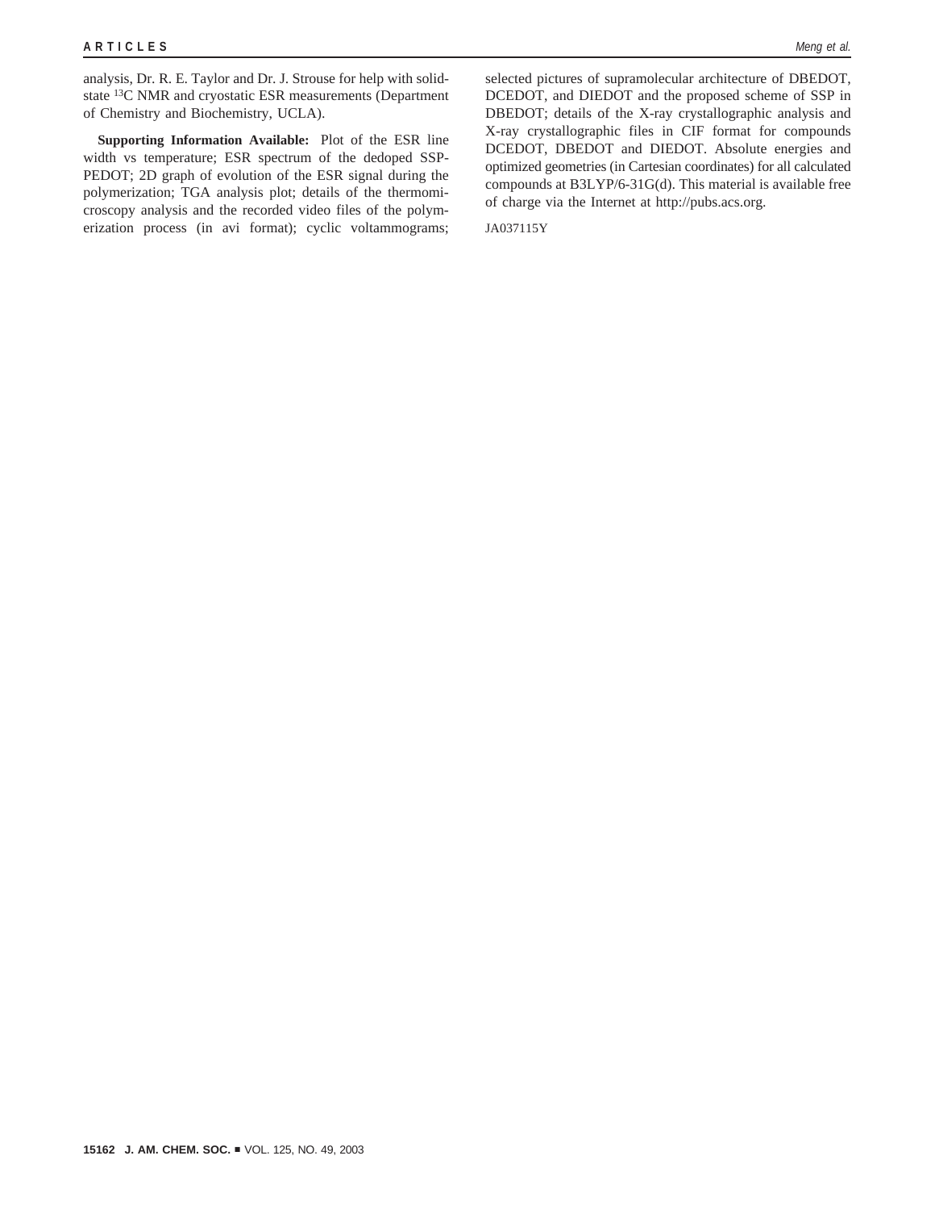analysis, Dr. R. E. Taylor and Dr. J. Strouse for help with solid-state $^{13}$C NMR and cryostatic ESR measurements (Department of Chemistry and Biochemistry, UCLA).

**Supporting Information Available:** Plot of the ESR line width vs temperature; ESR spectrum of the dedoped SSP-PEDOT; 2D graph of evolution of the ESR signal during the polymerization; TGA analysis plot; details of the thermomicroscopy analysis and the recorded video files of the polymerization process (in avi format); cyclic voltammograms; selected pictures of supramolecular architecture of DBEDOT, DCEDOT, and DIEDOT and the proposed scheme of SSP in DBEDOT; details of the X-ray crystallographic analysis and X-ray crystallographic files in CIF format for compounds DCEDOT, DBEDOT and DIEDOT. Absolute energies and optimized geometries (in Cartesian coordinates) for all calculated compounds at B3LYP/6-31G(d). This material is available free of charge via the Internet at http://pubs.acs.org.

JA037115Y